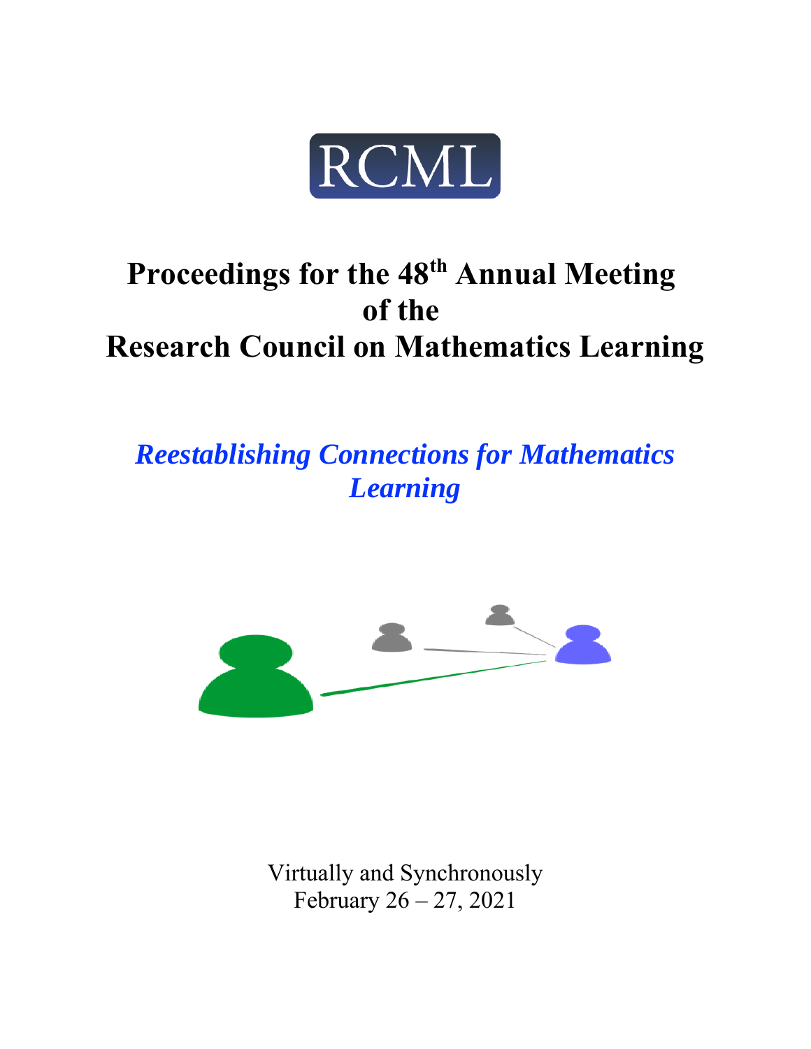RCML

# Proceedings for the 48th Annual Meeting of the Research Council on Mathematics Learning

## *Reestablishing Connections for Mathematics Learning*

Virtually and Synchronously
February 26 – 27, 2021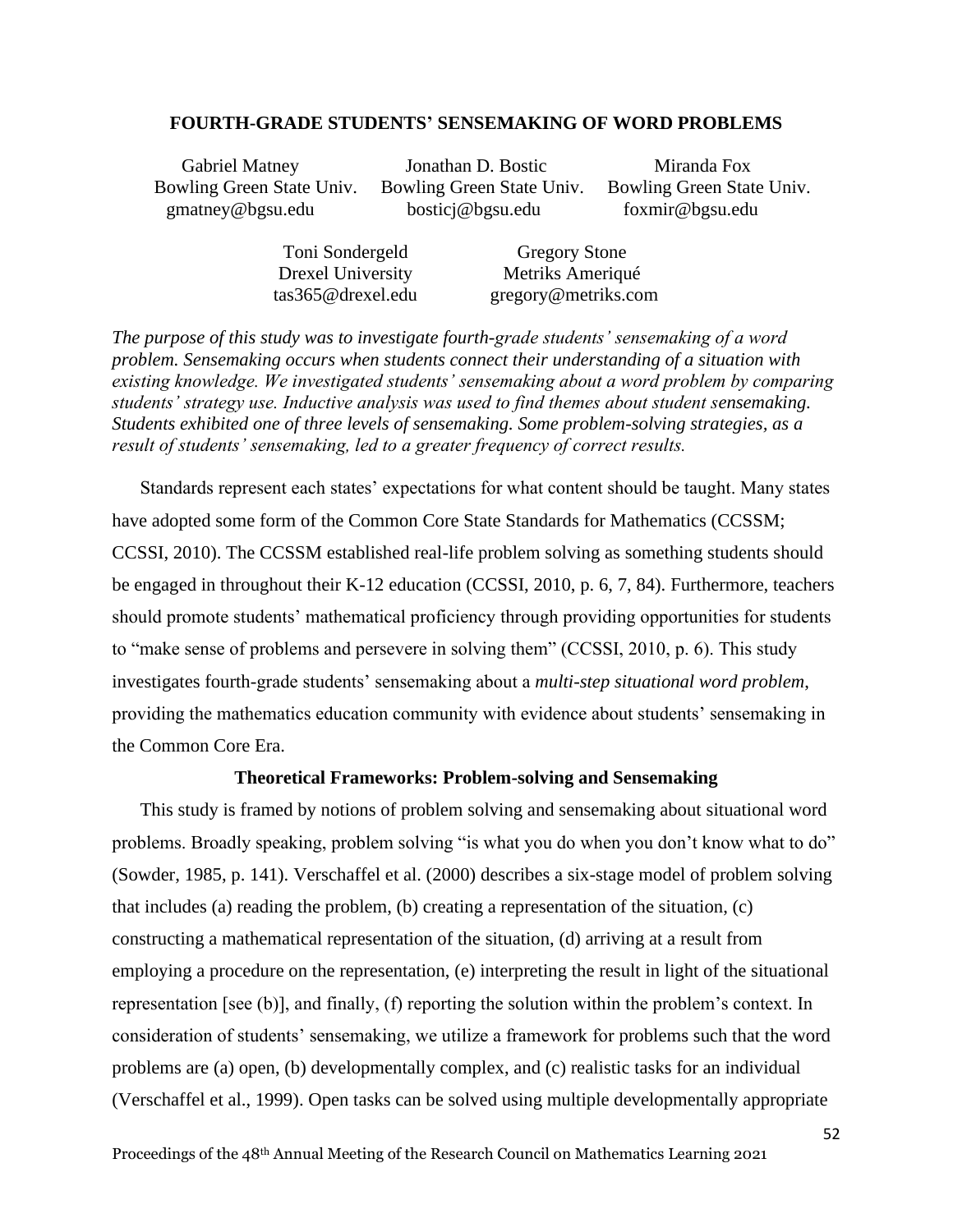# FOURTH-GRADE STUDENTS' SENSEMAKING OF WORD PROBLEMS

| Gabriel Matney | Jonathan D. Bostic | Miranda Fox |
|---|---|---|
| Bowling Green State Univ. | Bowling Green State Univ. | Bowling Green State Univ. |
| gmatney@bgsu.edu | bosticj@bgsu.edu | foxmir@bgsu.edu |

| Toni Sondergeld | Gregory Stone |
|---|---|
| Drexel University | Metriks Ameriqué |
| tas365@drexel.edu | gregory@metriks.com |

*The purpose of this study was to investigate fourth-grade students' sensemaking of a word problem. Sensemaking occurs when students connect their understanding of a situation with existing knowledge. We investigated students' sensemaking about a word problem by comparing students' strategy use. Inductive analysis was used to find themes about student sensemaking. Students exhibited one of three levels of sensemaking. Some problem-solving strategies, as a result of students' sensemaking, led to a greater frequency of correct results.*

Standards represent each states' expectations for what content should be taught. Many states have adopted some form of the Common Core State Standards for Mathematics (CCSSM; CCSSI, 2010). The CCSSM established real-life problem solving as something students should be engaged in throughout their K-12 education (CCSSI, 2010, p. 6, 7, 84). Furthermore, teachers should promote students' mathematical proficiency through providing opportunities for students to "make sense of problems and persevere in solving them" (CCSSI, 2010, p. 6). This study investigates fourth-grade students' sensemaking about a *multi-step situational word problem*, providing the mathematics education community with evidence about students' sensemaking in the Common Core Era.

## Theoretical Frameworks: Problem-solving and Sensemaking

This study is framed by notions of problem solving and sensemaking about situational word problems. Broadly speaking, problem solving "is what you do when you don't know what to do" (Sowder, 1985, p. 141). Verschaffel et al. (2000) describes a six-stage model of problem solving that includes (a) reading the problem, (b) creating a representation of the situation, (c) constructing a mathematical representation of the situation, (d) arriving at a result from employing a procedure on the representation, (e) interpreting the result in light of the situational representation [see (b)], and finally, (f) reporting the solution within the problem's context. In consideration of students' sensemaking, we utilize a framework for problems such that the word problems are (a) open, (b) developmentally complex, and (c) realistic tasks for an individual (Verschaffel et al., 1999). Open tasks can be solved using multiple developmentally appropriate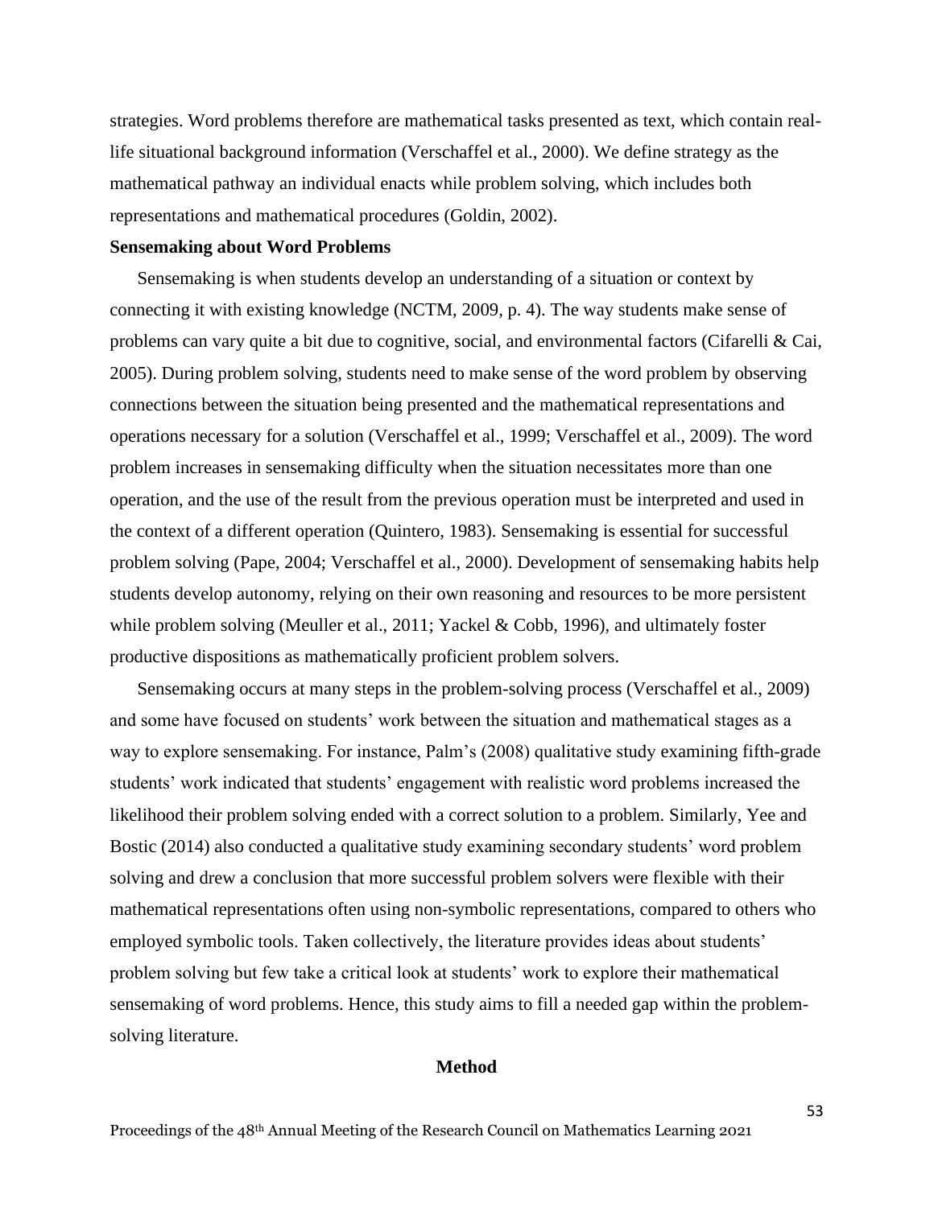strategies. Word problems therefore are mathematical tasks presented as text, which contain real-life situational background information (Verschaffel et al., 2000). We define strategy as the mathematical pathway an individual enacts while problem solving, which includes both representations and mathematical procedures (Goldin, 2002).

### Sensemaking about Word Problems

Sensemaking is when students develop an understanding of a situation or context by connecting it with existing knowledge (NCTM, 2009, p. 4). The way students make sense of problems can vary quite a bit due to cognitive, social, and environmental factors (Cifarelli & Cai, 2005). During problem solving, students need to make sense of the word problem by observing connections between the situation being presented and the mathematical representations and operations necessary for a solution (Verschaffel et al., 1999; Verschaffel et al., 2009). The word problem increases in sensemaking difficulty when the situation necessitates more than one operation, and the use of the result from the previous operation must be interpreted and used in the context of a different operation (Quintero, 1983). Sensemaking is essential for successful problem solving (Pape, 2004; Verschaffel et al., 2000). Development of sensemaking habits help students develop autonomy, relying on their own reasoning and resources to be more persistent while problem solving (Meuller et al., 2011; Yackel & Cobb, 1996), and ultimately foster productive dispositions as mathematically proficient problem solvers.

Sensemaking occurs at many steps in the problem-solving process (Verschaffel et al., 2009) and some have focused on students' work between the situation and mathematical stages as a way to explore sensemaking. For instance, Palm's (2008) qualitative study examining fifth-grade students' work indicated that students' engagement with realistic word problems increased the likelihood their problem solving ended with a correct solution to a problem. Similarly, Yee and Bostic (2014) also conducted a qualitative study examining secondary students' word problem solving and drew a conclusion that more successful problem solvers were flexible with their mathematical representations often using non-symbolic representations, compared to others who employed symbolic tools. Taken collectively, the literature provides ideas about students' problem solving but few take a critical look at students' work to explore their mathematical sensemaking of word problems. Hence, this study aims to fill a needed gap within the problem-solving literature.

## Method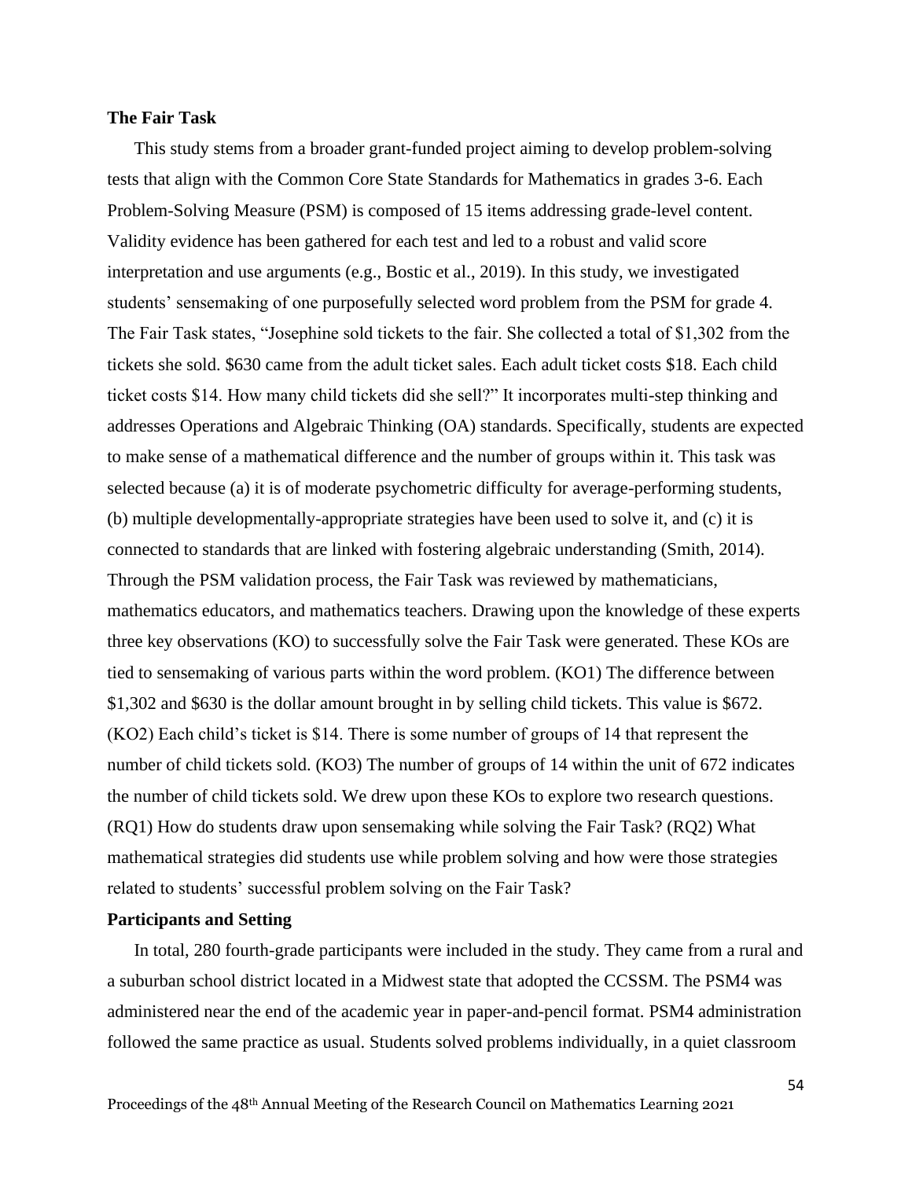**The Fair Task**

This study stems from a broader grant-funded project aiming to develop problem-solving tests that align with the Common Core State Standards for Mathematics in grades 3-6. Each Problem-Solving Measure (PSM) is composed of 15 items addressing grade-level content. Validity evidence has been gathered for each test and led to a robust and valid score interpretation and use arguments (e.g., Bostic et al., 2019). In this study, we investigated students' sensemaking of one purposefully selected word problem from the PSM for grade 4. The Fair Task states, "Josephine sold tickets to the fair. She collected a total of $1,302 from the tickets she sold. $630 came from the adult ticket sales. Each adult ticket costs $18. Each child ticket costs $14. How many child tickets did she sell?" It incorporates multi-step thinking and addresses Operations and Algebraic Thinking (OA) standards. Specifically, students are expected to make sense of a mathematical difference and the number of groups within it. This task was selected because (a) it is of moderate psychometric difficulty for average-performing students, (b) multiple developmentally-appropriate strategies have been used to solve it, and (c) it is connected to standards that are linked with fostering algebraic understanding (Smith, 2014). Through the PSM validation process, the Fair Task was reviewed by mathematicians, mathematics educators, and mathematics teachers. Drawing upon the knowledge of these experts three key observations (KO) to successfully solve the Fair Task were generated. These KOs are tied to sensemaking of various parts within the word problem. (KO1) The difference between $1,302 and $630 is the dollar amount brought in by selling child tickets. This value is $672. (KO2) Each child's ticket is $14. There is some number of groups of 14 that represent the number of child tickets sold. (KO3) The number of groups of 14 within the unit of 672 indicates the number of child tickets sold. We drew upon these KOs to explore two research questions. (RQ1) How do students draw upon sensemaking while solving the Fair Task? (RQ2) What mathematical strategies did students use while problem solving and how were those strategies related to students' successful problem solving on the Fair Task?

**Participants and Setting**

In total, 280 fourth-grade participants were included in the study. They came from a rural and a suburban school district located in a Midwest state that adopted the CCSSM. The PSM4 was administered near the end of the academic year in paper-and-pencil format. PSM4 administration followed the same practice as usual. Students solved problems individually, in a quiet classroom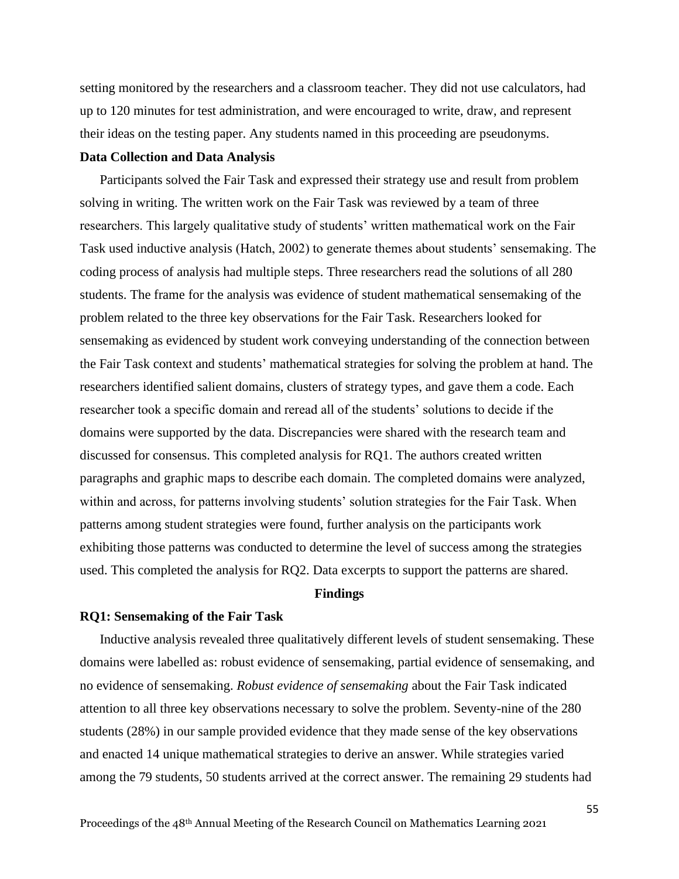setting monitored by the researchers and a classroom teacher. They did not use calculators, had up to 120 minutes for test administration, and were encouraged to write, draw, and represent their ideas on the testing paper. Any students named in this proceeding are pseudonyms.

### Data Collection and Data Analysis

Participants solved the Fair Task and expressed their strategy use and result from problem solving in writing. The written work on the Fair Task was reviewed by a team of three researchers. This largely qualitative study of students' written mathematical work on the Fair Task used inductive analysis (Hatch, 2002) to generate themes about students' sensemaking. The coding process of analysis had multiple steps. Three researchers read the solutions of all 280 students. The frame for the analysis was evidence of student mathematical sensemaking of the problem related to the three key observations for the Fair Task. Researchers looked for sensemaking as evidenced by student work conveying understanding of the connection between the Fair Task context and students' mathematical strategies for solving the problem at hand. The researchers identified salient domains, clusters of strategy types, and gave them a code. Each researcher took a specific domain and reread all of the students' solutions to decide if the domains were supported by the data. Discrepancies were shared with the research team and discussed for consensus. This completed analysis for RQ1. The authors created written paragraphs and graphic maps to describe each domain. The completed domains were analyzed, within and across, for patterns involving students' solution strategies for the Fair Task. When patterns among student strategies were found, further analysis on the participants work exhibiting those patterns was conducted to determine the level of success among the strategies used. This completed the analysis for RQ2. Data excerpts to support the patterns are shared.

## Findings

### RQ1: Sensemaking of the Fair Task

Inductive analysis revealed three qualitatively different levels of student sensemaking. These domains were labelled as: robust evidence of sensemaking, partial evidence of sensemaking, and no evidence of sensemaking. *Robust evidence of sensemaking* about the Fair Task indicated attention to all three key observations necessary to solve the problem. Seventy-nine of the 280 students (28%) in our sample provided evidence that they made sense of the key observations and enacted 14 unique mathematical strategies to derive an answer. While strategies varied among the 79 students, 50 students arrived at the correct answer. The remaining 29 students had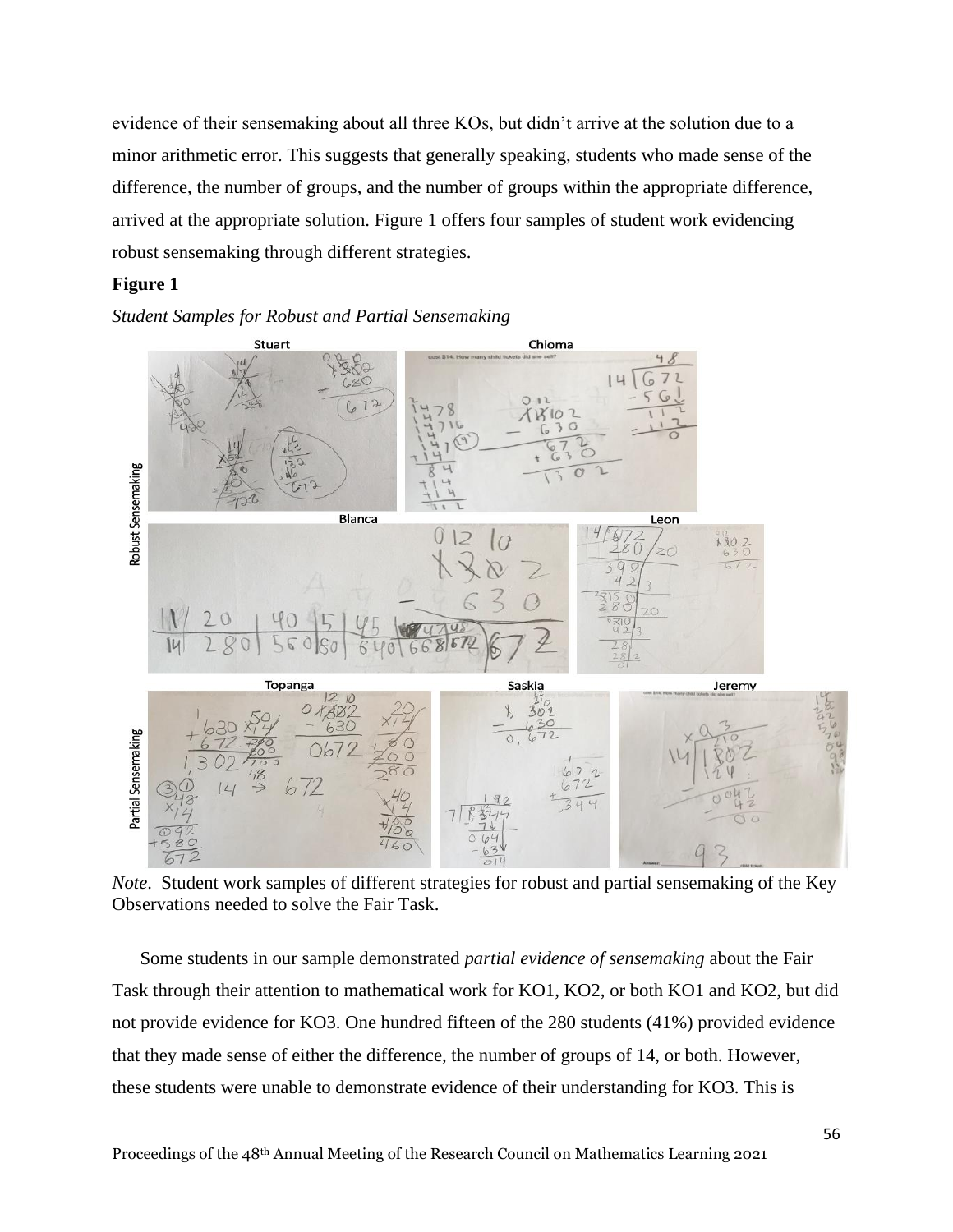evidence of their sensemaking about all three KOs, but didn't arrive at the solution due to a minor arithmetic error. This suggests that generally speaking, students who made sense of the difference, the number of groups, and the number of groups within the appropriate difference, arrived at the appropriate solution. Figure 1 offers four samples of student work evidencing robust sensemaking through different strategies.

**Figure 1**

*Student Samples for Robust and Partial Sensemaking*

*Note*. Student work samples of different strategies for robust and partial sensemaking of the Key Observations needed to solve the Fair Task.

Some students in our sample demonstrated *partial evidence of sensemaking* about the Fair Task through their attention to mathematical work for KO1, KO2, or both KO1 and KO2, but did not provide evidence for KO3. One hundred fifteen of the 280 students (41%) provided evidence that they made sense of either the difference, the number of groups of 14, or both. However, these students were unable to demonstrate evidence of their understanding for KO3. This is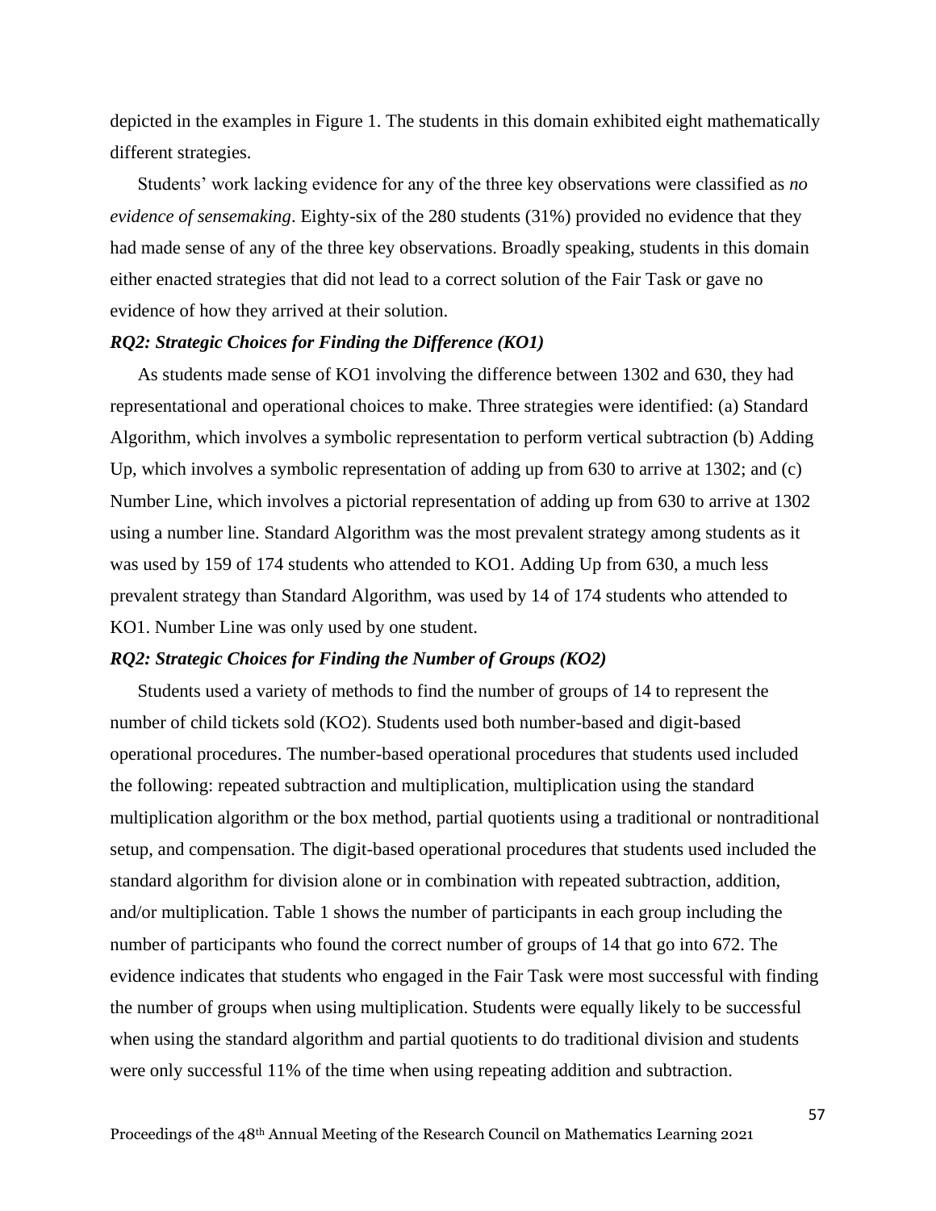depicted in the examples in Figure 1. The students in this domain exhibited eight mathematically different strategies.

Students' work lacking evidence for any of the three key observations were classified as *no evidence of sensemaking*. Eighty-six of the 280 students (31%) provided no evidence that they had made sense of any of the three key observations. Broadly speaking, students in this domain either enacted strategies that did not lead to a correct solution of the Fair Task or gave no evidence of how they arrived at their solution.

### *RQ2: Strategic Choices for Finding the Difference (KO1)*

As students made sense of KO1 involving the difference between 1302 and 630, they had representational and operational choices to make. Three strategies were identified: (a) Standard Algorithm, which involves a symbolic representation to perform vertical subtraction (b) Adding Up, which involves a symbolic representation of adding up from 630 to arrive at 1302; and (c) Number Line, which involves a pictorial representation of adding up from 630 to arrive at 1302 using a number line. Standard Algorithm was the most prevalent strategy among students as it was used by 159 of 174 students who attended to KO1. Adding Up from 630, a much less prevalent strategy than Standard Algorithm, was used by 14 of 174 students who attended to KO1. Number Line was only used by one student.

### *RQ2: Strategic Choices for Finding the Number of Groups (KO2)*

Students used a variety of methods to find the number of groups of 14 to represent the number of child tickets sold (KO2). Students used both number-based and digit-based operational procedures. The number-based operational procedures that students used included the following: repeated subtraction and multiplication, multiplication using the standard multiplication algorithm or the box method, partial quotients using a traditional or nontraditional setup, and compensation. The digit-based operational procedures that students used included the standard algorithm for division alone or in combination with repeated subtraction, addition, and/or multiplication. Table 1 shows the number of participants in each group including the number of participants who found the correct number of groups of 14 that go into 672. The evidence indicates that students who engaged in the Fair Task were most successful with finding the number of groups when using multiplication. Students were equally likely to be successful when using the standard algorithm and partial quotients to do traditional division and students were only successful 11% of the time when using repeating addition and subtraction.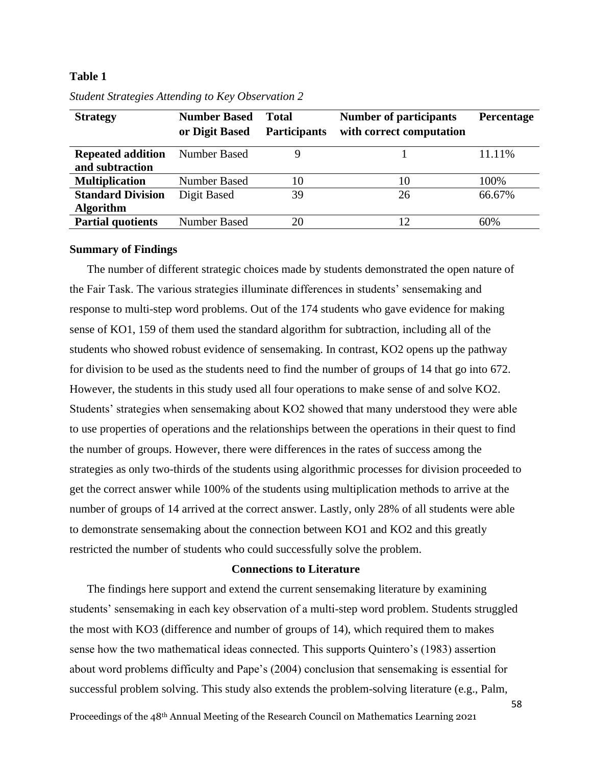**Table 1**

*Student Strategies Attending to Key Observation 2*

| Strategy | Number Based or Digit Based | Total Participants | Number of participants with correct computation | Percentage |
|---|---|---|---|---|
| **Repeated addition and subtraction** | Number Based | 9 | 1 | 11.11% |
| **Multiplication** | Number Based | 10 | 10 | 100% |
| **Standard Division Algorithm** | Digit Based | 39 | 26 | 66.67% |
| **Partial quotients** | Number Based | 20 | 12 | 60% |

**Summary of Findings**

The number of different strategic choices made by students demonstrated the open nature of the Fair Task. The various strategies illuminate differences in students' sensemaking and response to multi-step word problems. Out of the 174 students who gave evidence for making sense of KO1, 159 of them used the standard algorithm for subtraction, including all of the students who showed robust evidence of sensemaking. In contrast, KO2 opens up the pathway for division to be used as the students need to find the number of groups of 14 that go into 672. However, the students in this study used all four operations to make sense of and solve KO2. Students' strategies when sensemaking about KO2 showed that many understood they were able to use properties of operations and the relationships between the operations in their quest to find the number of groups. However, there were differences in the rates of success among the strategies as only two-thirds of the students using algorithmic processes for division proceeded to get the correct answer while 100% of the students using multiplication methods to arrive at the number of groups of 14 arrived at the correct answer. Lastly, only 28% of all students were able to demonstrate sensemaking about the connection between KO1 and KO2 and this greatly restricted the number of students who could successfully solve the problem.

## Connections to Literature

The findings here support and extend the current sensemaking literature by examining students' sensemaking in each key observation of a multi-step word problem. Students struggled the most with KO3 (difference and number of groups of 14), which required them to makes sense how the two mathematical ideas connected. This supports Quintero's (1983) assertion about word problems difficulty and Pape's (2004) conclusion that sensemaking is essential for successful problem solving. This study also extends the problem-solving literature (e.g., Palm,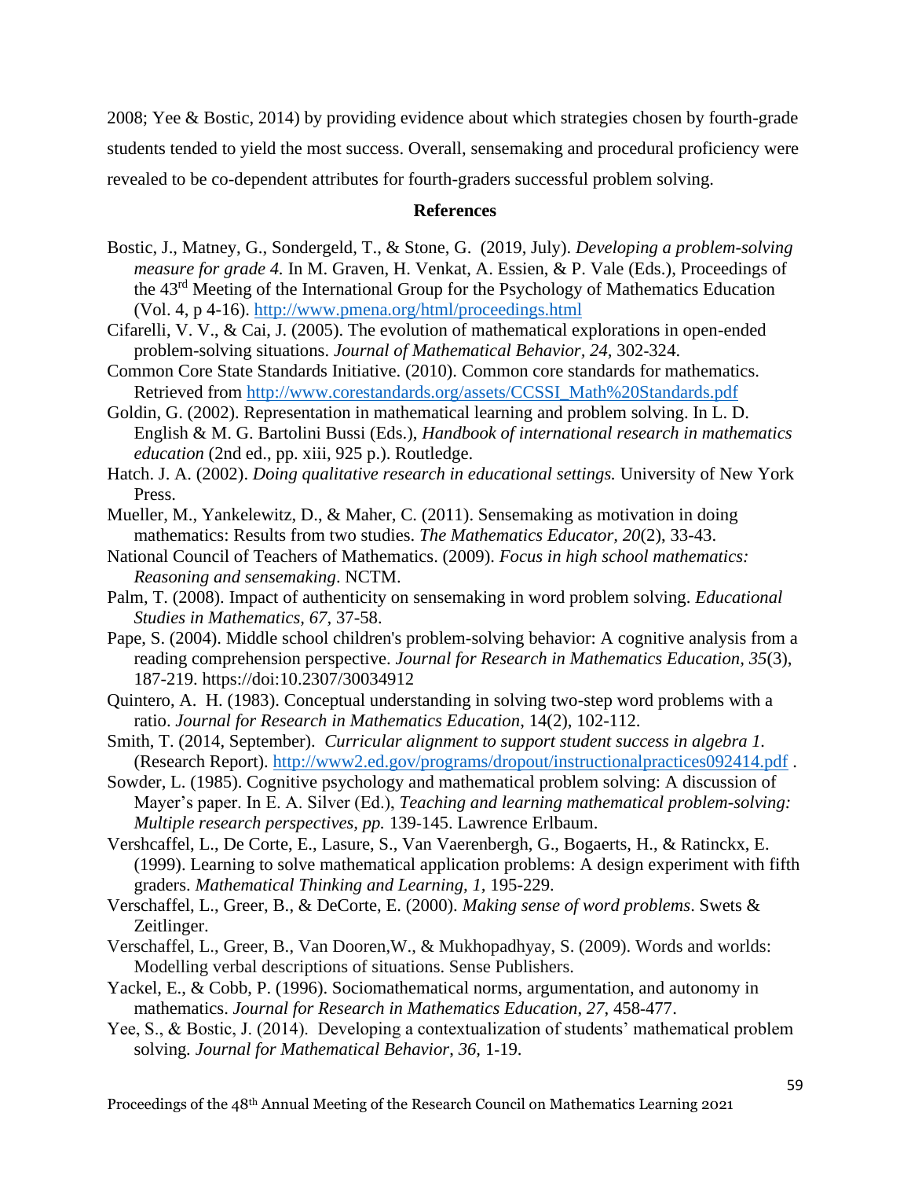2008; Yee & Bostic, 2014) by providing evidence about which strategies chosen by fourth-grade students tended to yield the most success. Overall, sensemaking and procedural proficiency were revealed to be co-dependent attributes for fourth-graders successful problem solving.

## References

Bostic, J., Matney, G., Sondergeld, T., & Stone, G. (2019, July). *Developing a problem-solving measure for grade 4.* In M. Graven, H. Venkat, A. Essien, & P. Vale (Eds.), Proceedings of the 43rd Meeting of the International Group for the Psychology of Mathematics Education (Vol. 4, p 4-16). http://www.pmena.org/html/proceedings.html

Cifarelli, V. V., & Cai, J. (2005). The evolution of mathematical explorations in open-ended problem-solving situations. *Journal of Mathematical Behavior, 24,* 302-324.

Common Core State Standards Initiative. (2010). Common core standards for mathematics. Retrieved from http://www.corestandards.org/assets/CCSSI_Math%20Standards.pdf

Goldin, G. (2002). Representation in mathematical learning and problem solving. In L. D. English & M. G. Bartolini Bussi (Eds.), *Handbook of international research in mathematics education* (2nd ed., pp. xiii, 925 p.). Routledge.

Hatch. J. A. (2002). *Doing qualitative research in educational settings.* University of New York Press.

Mueller, M., Yankelewitz, D., & Maher, C. (2011). Sensemaking as motivation in doing mathematics: Results from two studies. *The Mathematics Educator, 20*(2), 33-43.

National Council of Teachers of Mathematics. (2009). *Focus in high school mathematics: Reasoning and sensemaking*. NCTM.

Palm, T. (2008). Impact of authenticity on sensemaking in word problem solving. *Educational Studies in Mathematics, 67,* 37-58.

Pape, S. (2004). Middle school children's problem-solving behavior: A cognitive analysis from a reading comprehension perspective. *Journal for Research in Mathematics Education, 35*(3), 187-219. https://doi:10.2307/30034912

Quintero, A. H. (1983). Conceptual understanding in solving two-step word problems with a ratio. *Journal for Research in Mathematics Education*, 14(2), 102-112.

Smith, T. (2014, September). *Curricular alignment to support student success in algebra 1.* (Research Report). http://www2.ed.gov/programs/dropout/instructionalpractices092414.pdf .

Sowder, L. (1985). Cognitive psychology and mathematical problem solving: A discussion of Mayer's paper. In E. A. Silver (Ed.), *Teaching and learning mathematical problem-solving: Multiple research perspectives, pp.* 139-145. Lawrence Erlbaum.

Vershcaffel, L., De Corte, E., Lasure, S., Van Vaerenbergh, G., Bogaerts, H., & Ratinckx, E. (1999). Learning to solve mathematical application problems: A design experiment with fifth graders. *Mathematical Thinking and Learning, 1,* 195-229.

Verschaffel, L., Greer, B., & DeCorte, E. (2000). *Making sense of word problems*. Swets & Zeitlinger.

Verschaffel, L., Greer, B., Van Dooren,W., & Mukhopadhyay, S. (2009). Words and worlds: Modelling verbal descriptions of situations. Sense Publishers.

Yackel, E., & Cobb, P. (1996). Sociomathematical norms, argumentation, and autonomy in mathematics. *Journal for Research in Mathematics Education*, *27*, 458-477.

Yee, S., & Bostic, J. (2014). Developing a contextualization of students' mathematical problem solving. *Journal for Mathematical Behavior*, *36,* 1-19.